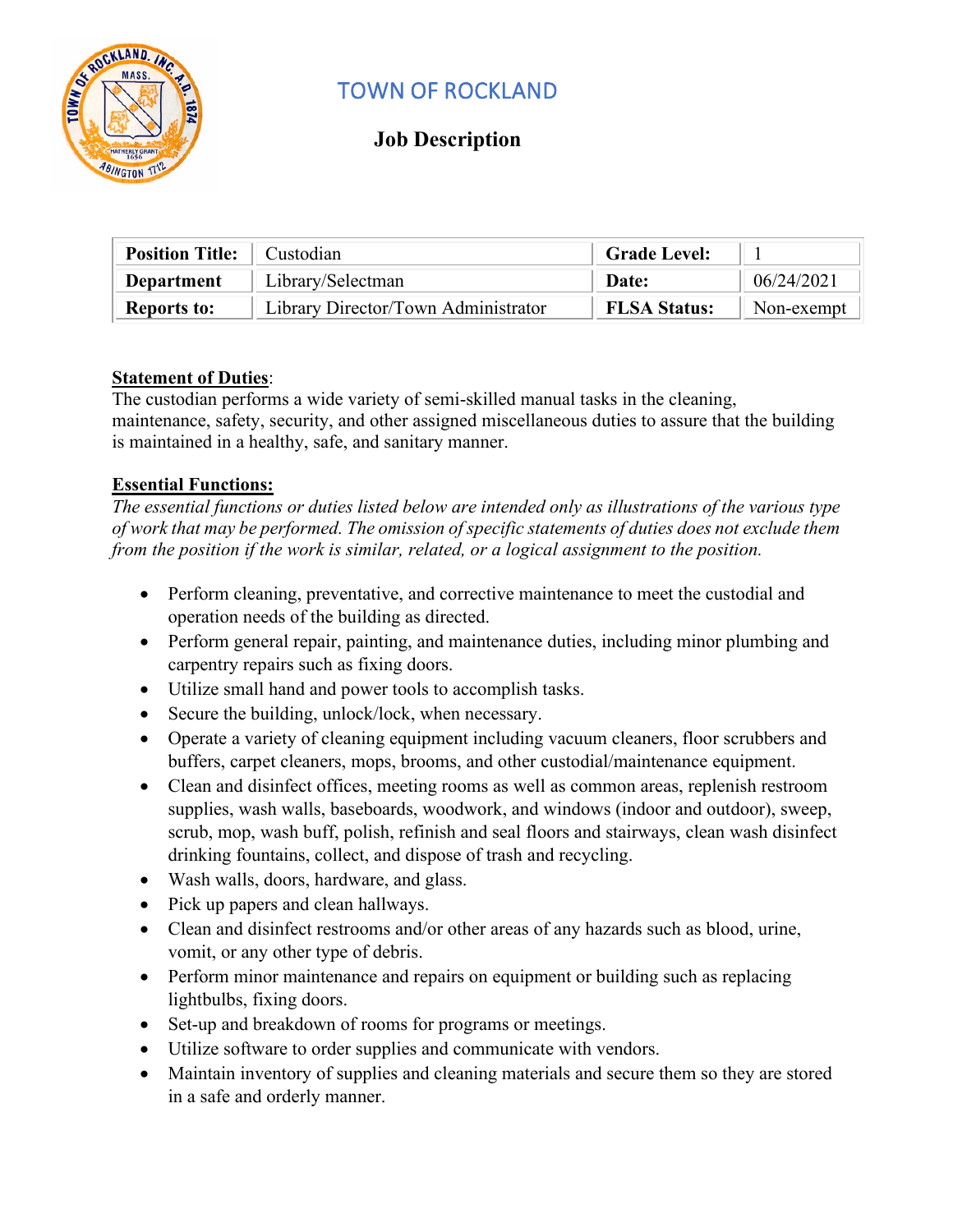# TOWN OF ROCKLAND

## Job Description

| | | | |
|---|---|---|---|
| **Position Title:** | Custodian | **Grade Level:** | 1 |
| **Department** | Library/Selectman | **Date:** | 06/24/2021 |
| **Reports to:** | Library Director/Town Administrator | **FLSA Status:** | Non-exempt |

**Statement of Duties**:
The custodian performs a wide variety of semi-skilled manual tasks in the cleaning, maintenance, safety, security, and other assigned miscellaneous duties to assure that the building is maintained in a healthy, safe, and sanitary manner.

**Essential Functions:**
*The essential functions or duties listed below are intended only as illustrations of the various type of work that may be performed. The omission of specific statements of duties does not exclude them from the position if the work is similar, related, or a logical assignment to the position.*

- Perform cleaning, preventative, and corrective maintenance to meet the custodial and operation needs of the building as directed.
- Perform general repair, painting, and maintenance duties, including minor plumbing and carpentry repairs such as fixing doors.
- Utilize small hand and power tools to accomplish tasks.
- Secure the building, unlock/lock, when necessary.
- Operate a variety of cleaning equipment including vacuum cleaners, floor scrubbers and buffers, carpet cleaners, mops, brooms, and other custodial/maintenance equipment.
- Clean and disinfect offices, meeting rooms as well as common areas, replenish restroom supplies, wash walls, baseboards, woodwork, and windows (indoor and outdoor), sweep, scrub, mop, wash buff, polish, refinish and seal floors and stairways, clean wash disinfect drinking fountains, collect, and dispose of trash and recycling.
- Wash walls, doors, hardware, and glass.
- Pick up papers and clean hallways.
- Clean and disinfect restrooms and/or other areas of any hazards such as blood, urine, vomit, or any other type of debris.
- Perform minor maintenance and repairs on equipment or building such as replacing lightbulbs, fixing doors.
- Set-up and breakdown of rooms for programs or meetings.
- Utilize software to order supplies and communicate with vendors.
- Maintain inventory of supplies and cleaning materials and secure them so they are stored in a safe and orderly manner.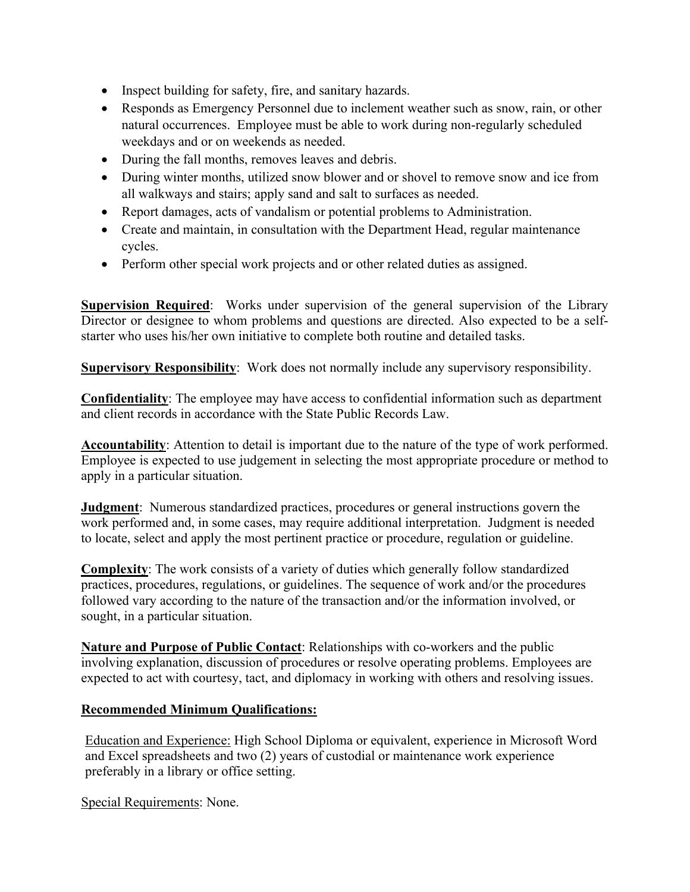- Inspect building for safety, fire, and sanitary hazards.
- Responds as Emergency Personnel due to inclement weather such as snow, rain, or other natural occurrences. Employee must be able to work during non-regularly scheduled weekdays and or on weekends as needed.
- During the fall months, removes leaves and debris.
- During winter months, utilized snow blower and or shovel to remove snow and ice from all walkways and stairs; apply sand and salt to surfaces as needed.
- Report damages, acts of vandalism or potential problems to Administration.
- Create and maintain, in consultation with the Department Head, regular maintenance cycles.
- Perform other special work projects and or other related duties as assigned.

**Supervision Required**: Works under supervision of the general supervision of the Library Director or designee to whom problems and questions are directed. Also expected to be a self-starter who uses his/her own initiative to complete both routine and detailed tasks.

**Supervisory Responsibility**: Work does not normally include any supervisory responsibility.

**Confidentiality**: The employee may have access to confidential information such as department and client records in accordance with the State Public Records Law.

**Accountability**: Attention to detail is important due to the nature of the type of work performed. Employee is expected to use judgement in selecting the most appropriate procedure or method to apply in a particular situation.

**Judgment**: Numerous standardized practices, procedures or general instructions govern the work performed and, in some cases, may require additional interpretation. Judgment is needed to locate, select and apply the most pertinent practice or procedure, regulation or guideline.

**Complexity**: The work consists of a variety of duties which generally follow standardized practices, procedures, regulations, or guidelines. The sequence of work and/or the procedures followed vary according to the nature of the transaction and/or the information involved, or sought, in a particular situation.

**Nature and Purpose of Public Contact**: Relationships with co-workers and the public involving explanation, discussion of procedures or resolve operating problems. Employees are expected to act with courtesy, tact, and diplomacy in working with others and resolving issues.

**Recommended Minimum Qualifications:**

Education and Experience: High School Diploma or equivalent, experience in Microsoft Word and Excel spreadsheets and two (2) years of custodial or maintenance work experience preferably in a library or office setting.

Special Requirements: None.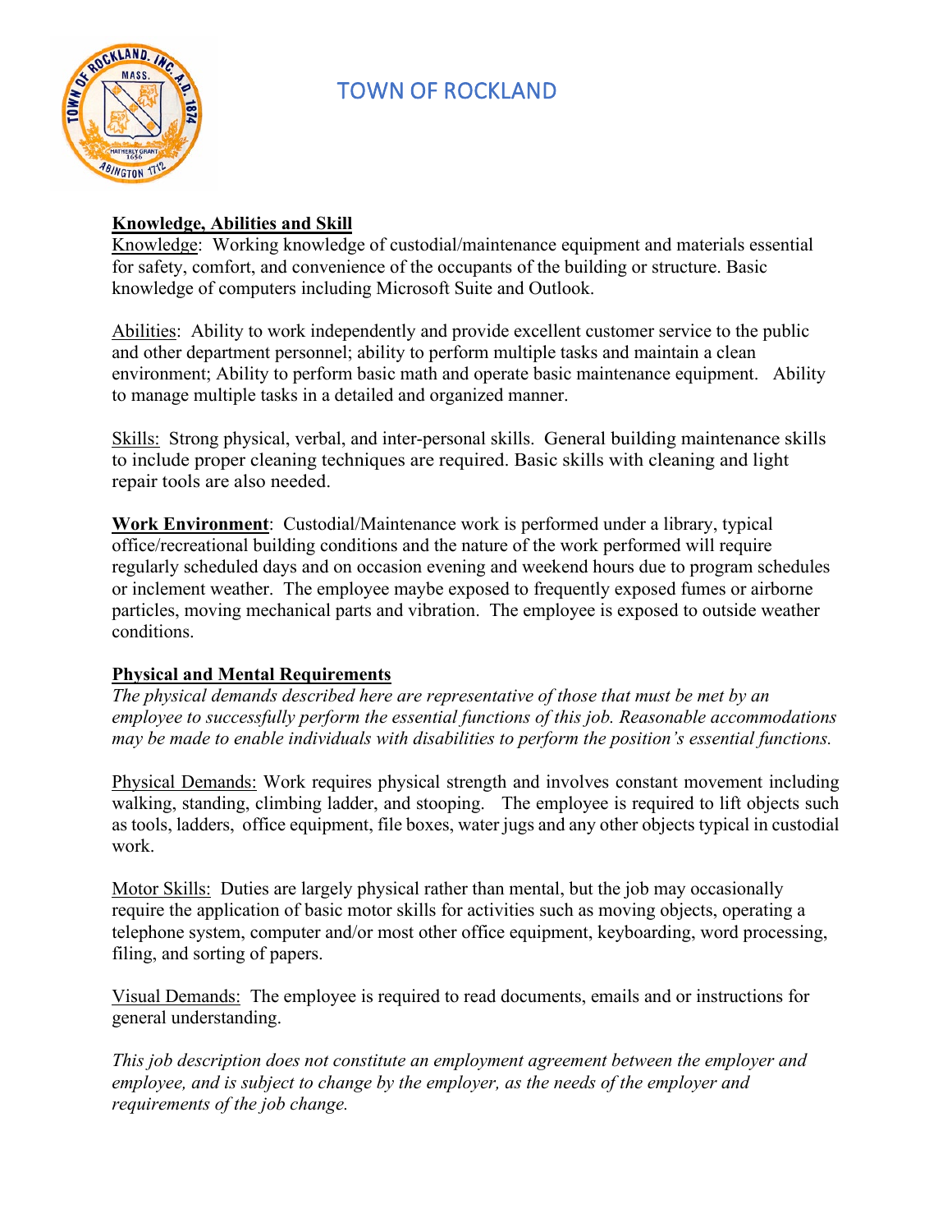**TOWN OF ROCKLAND**

**Knowledge, Abilities and Skill**

Knowledge: Working knowledge of custodial/maintenance equipment and materials essential for safety, comfort, and convenience of the occupants of the building or structure. Basic knowledge of computers including Microsoft Suite and Outlook.

Abilities: Ability to work independently and provide excellent customer service to the public and other department personnel; ability to perform multiple tasks and maintain a clean environment; Ability to perform basic math and operate basic maintenance equipment. Ability to manage multiple tasks in a detailed and organized manner.

Skills: Strong physical, verbal, and inter-personal skills. General building maintenance skills to include proper cleaning techniques are required. Basic skills with cleaning and light repair tools are also needed.

**Work Environment**: Custodial/Maintenance work is performed under a library, typical office/recreational building conditions and the nature of the work performed will require regularly scheduled days and on occasion evening and weekend hours due to program schedules or inclement weather. The employee maybe exposed to frequently exposed fumes or airborne particles, moving mechanical parts and vibration. The employee is exposed to outside weather conditions.

**Physical and Mental Requirements**

*The physical demands described here are representative of those that must be met by an employee to successfully perform the essential functions of this job. Reasonable accommodations may be made to enable individuals with disabilities to perform the position's essential functions.*

Physical Demands: Work requires physical strength and involves constant movement including walking, standing, climbing ladder, and stooping. The employee is required to lift objects such as tools, ladders, office equipment, file boxes, water jugs and any other objects typical in custodial work.

Motor Skills: Duties are largely physical rather than mental, but the job may occasionally require the application of basic motor skills for activities such as moving objects, operating a telephone system, computer and/or most other office equipment, keyboarding, word processing, filing, and sorting of papers.

Visual Demands: The employee is required to read documents, emails and or instructions for general understanding.

*This job description does not constitute an employment agreement between the employer and employee, and is subject to change by the employer, as the needs of the employer and requirements of the job change.*